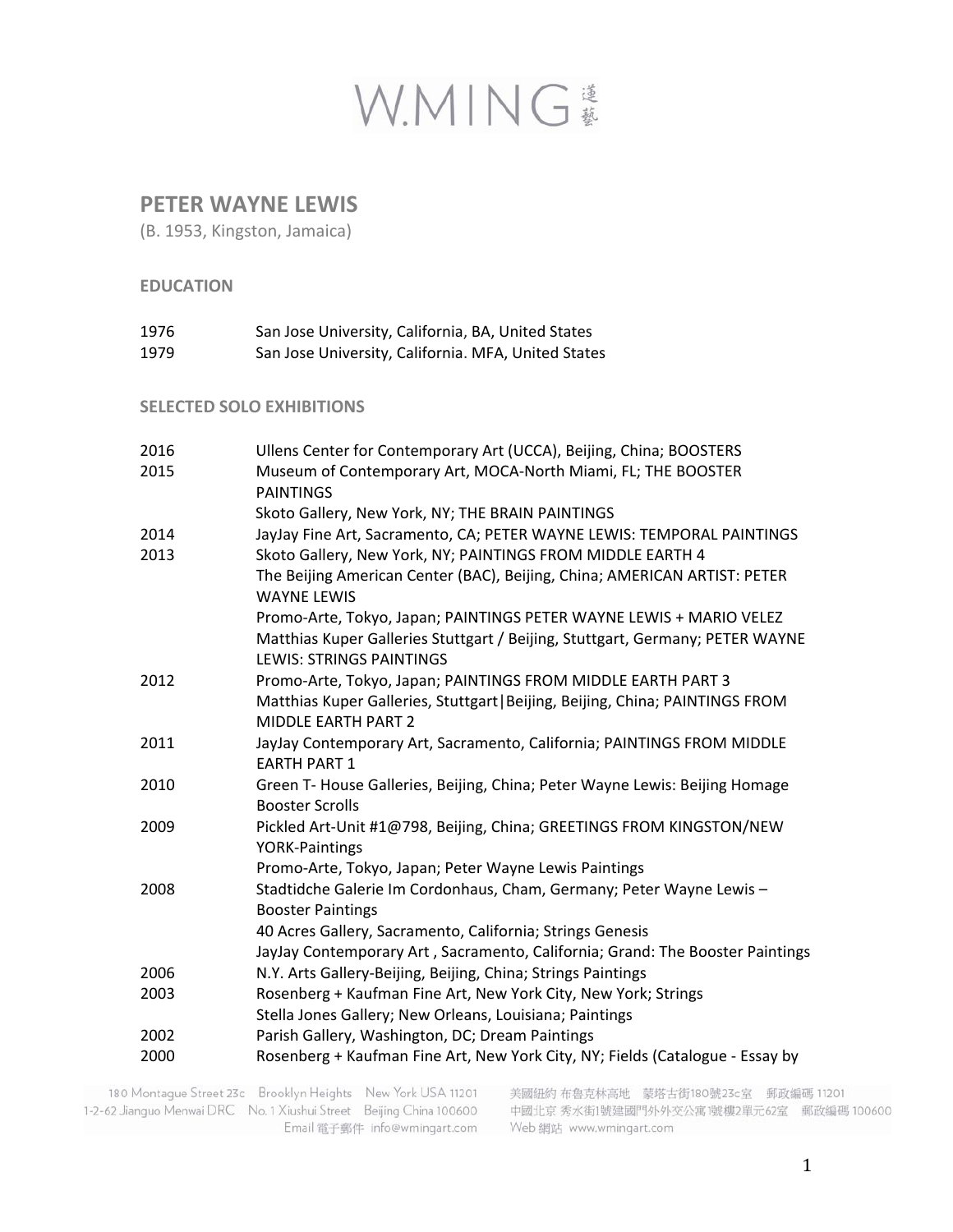# PETER WAYNE LEWIS

(B. 1953, Kingston, Jamaica)

## EDUCATION

| | |
|---|---|
| 1976 | San Jose University, California, BA, United States |
| 1979 | San Jose University, California. MFA, United States |

## SELECTED SOLO EXHIBITIONS

| | |
|---|---|
| 2016 | Ullens Center for Contemporary Art (UCCA), Beijing, China; BOOSTERS |
| 2015 | Museum of Contemporary Art, MOCA-North Miami, FL; THE BOOSTER PAINTINGS |
| | Skoto Gallery, New York, NY; THE BRAIN PAINTINGS |
| 2014 | JayJay Fine Art, Sacramento, CA; PETER WAYNE LEWIS: TEMPORAL PAINTINGS |
| 2013 | Skoto Gallery, New York, NY; PAINTINGS FROM MIDDLE EARTH 4 |
| | The Beijing American Center (BAC), Beijing, China; AMERICAN ARTIST: PETER WAYNE LEWIS |
| | Promo-Arte, Tokyo, Japan; PAINTINGS PETER WAYNE LEWIS + MARIO VELEZ |
| | Matthias Kuper Galleries Stuttgart / Beijing, Stuttgart, Germany; PETER WAYNE LEWIS: STRINGS PAINTINGS |
| 2012 | Promo-Arte, Tokyo, Japan; PAINTINGS FROM MIDDLE EARTH PART 3 |
| | Matthias Kuper Galleries, Stuttgart\|Beijing, Beijing, China; PAINTINGS FROM MIDDLE EARTH PART 2 |
| 2011 | JayJay Contemporary Art, Sacramento, California; PAINTINGS FROM MIDDLE EARTH PART 1 |
| 2010 | Green T- House Galleries, Beijing, China; Peter Wayne Lewis: Beijing Homage Booster Scrolls |
| 2009 | Pickled Art-Unit #1@798, Beijing, China; GREETINGS FROM KINGSTON/NEW YORK-Paintings |
| | Promo-Arte, Tokyo, Japan; Peter Wayne Lewis Paintings |
| 2008 | Stadtidche Galerie Im Cordonhaus, Cham, Germany; Peter Wayne Lewis – Booster Paintings |
| | 40 Acres Gallery, Sacramento, California; Strings Genesis |
| | JayJay Contemporary Art , Sacramento, California; Grand: The Booster Paintings |
| 2006 | N.Y. Arts Gallery-Beijing, Beijing, China; Strings Paintings |
| 2003 | Rosenberg + Kaufman Fine Art, New York City, New York; Strings |
| | Stella Jones Gallery; New Orleans, Louisiana; Paintings |
| 2002 | Parish Gallery, Washington, DC; Dream Paintings |
| 2000 | Rosenberg + Kaufman Fine Art, New York City, NY; Fields (Catalogue - Essay by |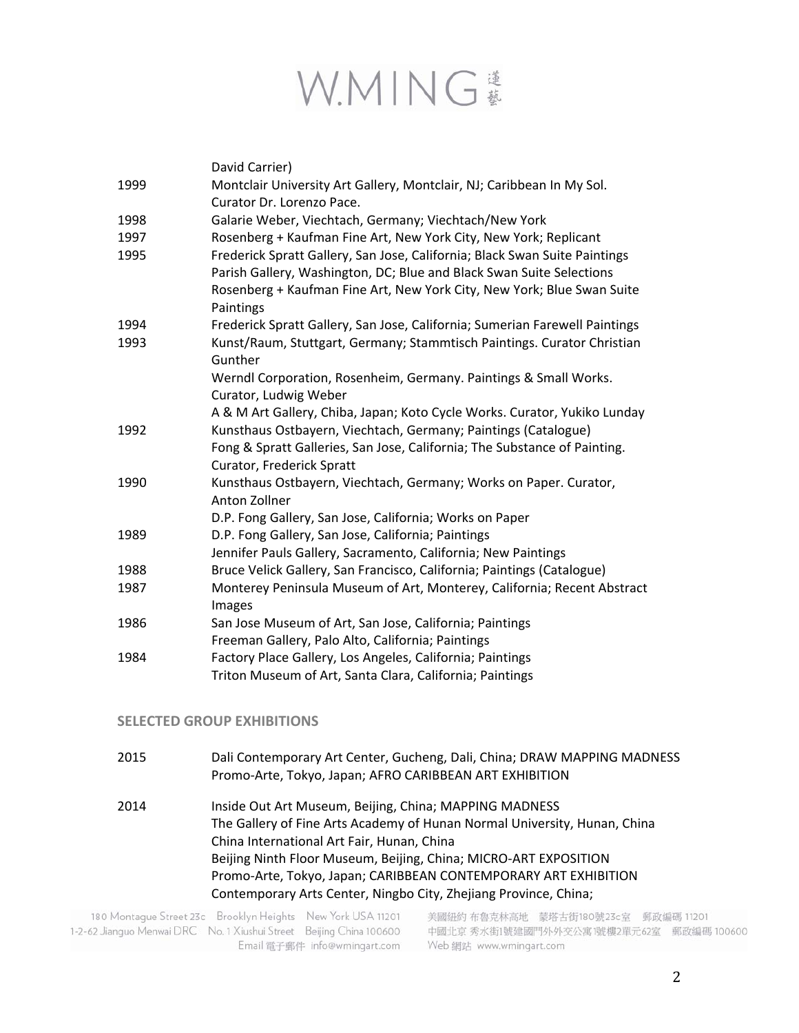| | |
|---|---|
| | David Carrier) |
| 1999 | Montclair University Art Gallery, Montclair, NJ; Caribbean In My Sol. Curator Dr. Lorenzo Pace. |
| 1998 | Galarie Weber, Viechtach, Germany; Viechtach/New York |
| 1997 | Rosenberg + Kaufman Fine Art, New York City, New York; Replicant |
| 1995 | Frederick Spratt Gallery, San Jose, California; Black Swan Suite Paintings |
| | Parish Gallery, Washington, DC; Blue and Black Swan Suite Selections |
| | Rosenberg + Kaufman Fine Art, New York City, New York; Blue Swan Suite Paintings |
| 1994 | Frederick Spratt Gallery, San Jose, California; Sumerian Farewell Paintings |
| 1993 | Kunst/Raum, Stuttgart, Germany; Stammtisch Paintings. Curator Christian Gunther |
| | Werndl Corporation, Rosenheim, Germany. Paintings & Small Works. Curator, Ludwig Weber |
| | A & M Art Gallery, Chiba, Japan; Koto Cycle Works. Curator, Yukiko Lunday |
| 1992 | Kunsthaus Ostbayern, Viechtach, Germany; Paintings (Catalogue) |
| | Fong & Spratt Galleries, San Jose, California; The Substance of Painting. Curator, Frederick Spratt |
| 1990 | Kunsthaus Ostbayern, Viechtach, Germany; Works on Paper. Curator, Anton Zollner |
| | D.P. Fong Gallery, San Jose, California; Works on Paper |
| 1989 | D.P. Fong Gallery, San Jose, California; Paintings |
| | Jennifer Pauls Gallery, Sacramento, California; New Paintings |
| 1988 | Bruce Velick Gallery, San Francisco, California; Paintings (Catalogue) |
| 1987 | Monterey Peninsula Museum of Art, Monterey, California; Recent Abstract Images |
| 1986 | San Jose Museum of Art, San Jose, California; Paintings |
| | Freeman Gallery, Palo Alto, California; Paintings |
| 1984 | Factory Place Gallery, Los Angeles, California; Paintings |
| | Triton Museum of Art, Santa Clara, California; Paintings |

## SELECTED GROUP EXHIBITIONS

| | |
|---|---|
| 2015 | Dali Contemporary Art Center, Gucheng, Dali, China; DRAW MAPPING MADNESS |
| | Promo-Arte, Tokyo, Japan; AFRO CARIBBEAN ART EXHIBITION |
| 2014 | Inside Out Art Museum, Beijing, China; MAPPING MADNESS |
| | The Gallery of Fine Arts Academy of Hunan Normal University, Hunan, China |
| | China International Art Fair, Hunan, China |
| | Beijing Ninth Floor Museum, Beijing, China; MICRO-ART EXPOSITION |
| | Promo-Arte, Tokyo, Japan; CARIBBEAN CONTEMPORARY ART EXHIBITION |
| | Contemporary Arts Center, Ningbo City, Zhejiang Province, China; |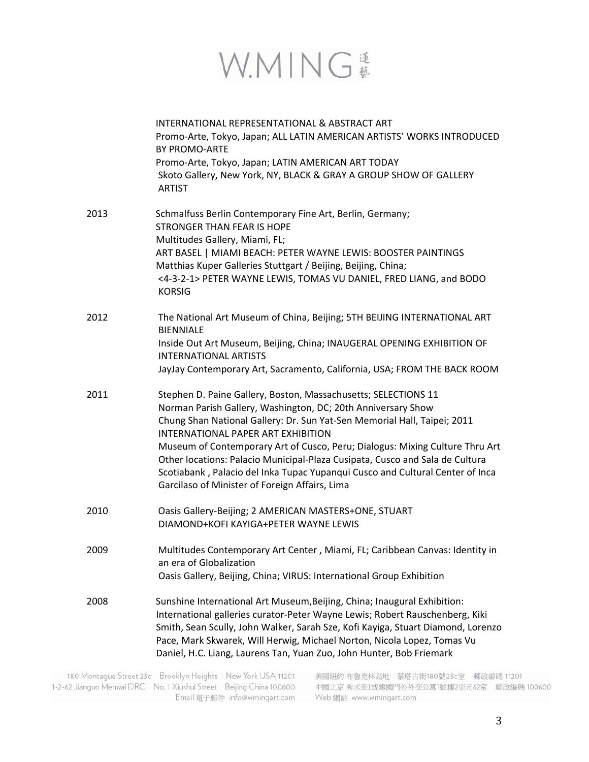INTERNATIONAL REPRESENTATIONAL & ABSTRACT ART
Promo-Arte, Tokyo, Japan; ALL LATIN AMERICAN ARTISTS' WORKS INTRODUCED BY PROMO-ARTE
Promo-Arte, Tokyo, Japan; LATIN AMERICAN ART TODAY
Skoto Gallery, New York, NY, BLACK & GRAY A GROUP SHOW OF GALLERY ARTIST

**2013**
Schmalfuss Berlin Contemporary Fine Art, Berlin, Germany; STRONGER THAN FEAR IS HOPE
Multitudes Gallery, Miami, FL; ART BASEL | MIAMI BEACH: PETER WAYNE LEWIS: BOOSTER PAINTINGS
Matthias Kuper Galleries Stuttgart / Beijing, Beijing, China; <4-3-2-1> PETER WAYNE LEWIS, TOMAS VU DANIEL, FRED LIANG, and BODO KORSIG

**2012**
The National Art Museum of China, Beijing; 5TH BEIJING INTERNATIONAL ART BIENNIALE
Inside Out Art Museum, Beijing, China; INAUGERAL OPENING EXHIBITION OF INTERNATIONAL ARTISTS
JayJay Contemporary Art, Sacramento, California, USA; FROM THE BACK ROOM

**2011**
Stephen D. Paine Gallery, Boston, Massachusetts; SELECTIONS 11
Norman Parish Gallery, Washington, DC; 20th Anniversary Show
Chung Shan National Gallery: Dr. Sun Yat-Sen Memorial Hall, Taipei; 2011 INTERNATIONAL PAPER ART EXHIBITION
Museum of Contemporary Art of Cusco, Peru; Dialogus: Mixing Culture Thru Art Other locations: Palacio Municipal-Plaza Cusipata, Cusco and Sala de Cultura Scotiabank , Palacio del Inka Tupac Yupanqui Cusco and Cultural Center of Inca Garcilaso of Minister of Foreign Affairs, Lima

**2010**
Oasis Gallery-Beijing; 2 AMERICAN MASTERS+ONE, STUART DIAMOND+KOFI KAYIGA+PETER WAYNE LEWIS

**2009**
Multitudes Contemporary Art Center , Miami, FL; Caribbean Canvas: Identity in an era of Globalization
Oasis Gallery, Beijing, China; VIRUS: International Group Exhibition

**2008**
Sunshine International Art Museum,Beijing, China; Inaugural Exhibition: International galleries curator-Peter Wayne Lewis; Robert Rauschenberg, Kiki Smith, Sean Scully, John Walker, Sarah Sze, Kofi Kayiga, Stuart Diamond, Lorenzo Pace, Mark Skwarek, Will Herwig, Michael Norton, Nicola Lopez, Tomas Vu Daniel, H.C. Liang, Laurens Tan, Yuan Zuo, John Hunter, Bob Friemark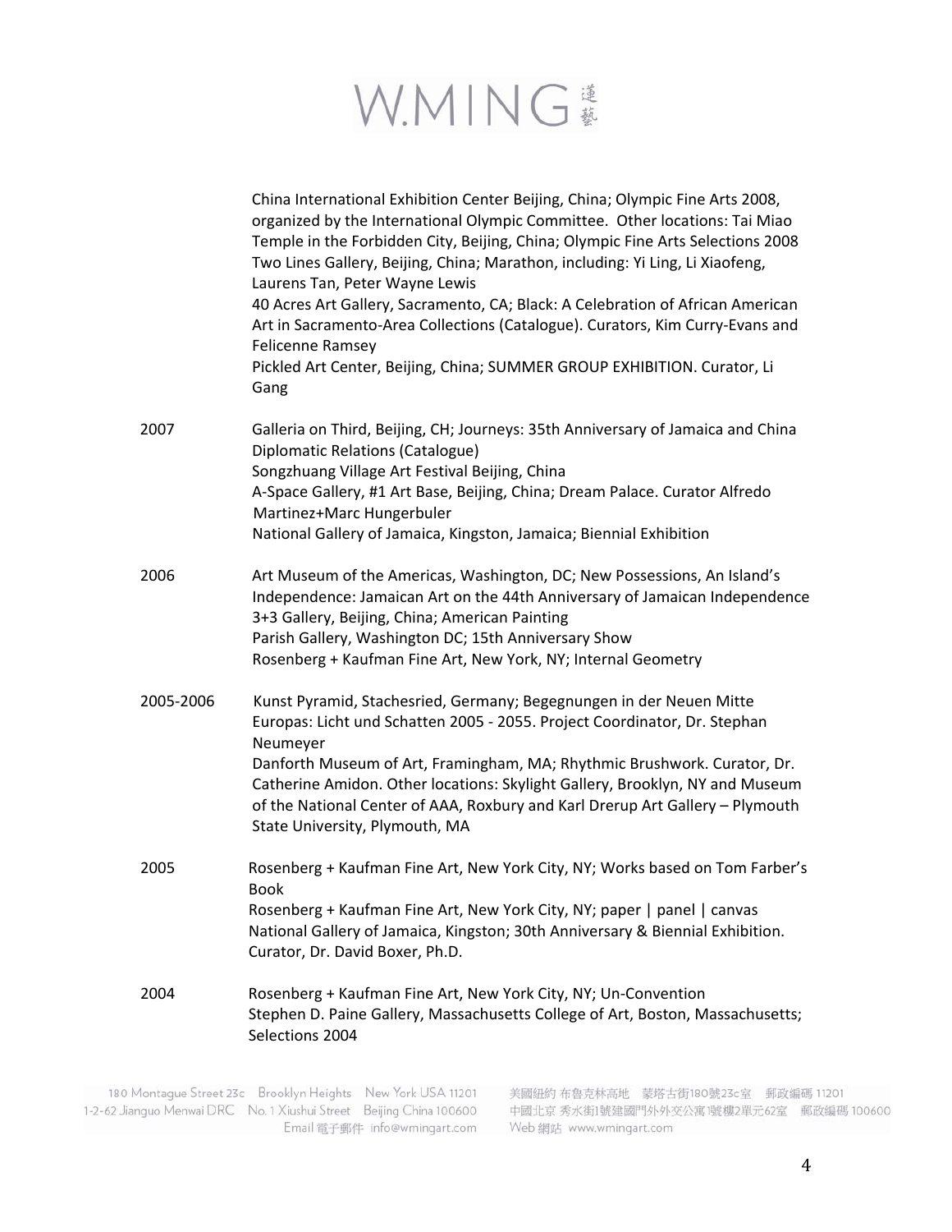China International Exhibition Center Beijing, China; Olympic Fine Arts 2008, organized by the International Olympic Committee. Other locations: Tai Miao Temple in the Forbidden City, Beijing, China; Olympic Fine Arts Selections 2008
Two Lines Gallery, Beijing, China; Marathon, including: Yi Ling, Li Xiaofeng, Laurens Tan, Peter Wayne Lewis
40 Acres Art Gallery, Sacramento, CA; Black: A Celebration of African American Art in Sacramento-Area Collections (Catalogue). Curators, Kim Curry-Evans and Felicenne Ramsey
Pickled Art Center, Beijing, China; SUMMER GROUP EXHIBITION. Curator, Li Gang

2007 Galleria on Third, Beijing, CH; Journeys: 35th Anniversary of Jamaica and China Diplomatic Relations (Catalogue)
Songzhuang Village Art Festival Beijing, China
A-Space Gallery, #1 Art Base, Beijing, China; Dream Palace. Curator Alfredo Martinez+Marc Hungerbuler
National Gallery of Jamaica, Kingston, Jamaica; Biennial Exhibition

2006 Art Museum of the Americas, Washington, DC; New Possessions, An Island's Independence: Jamaican Art on the 44th Anniversary of Jamaican Independence
3+3 Gallery, Beijing, China; American Painting
Parish Gallery, Washington DC; 15th Anniversary Show
Rosenberg + Kaufman Fine Art, New York, NY; Internal Geometry

2005-2006 Kunst Pyramid, Stachesried, Germany; Begegnungen in der Neuen Mitte Europas: Licht und Schatten 2005 - 2055. Project Coordinator, Dr. Stephan Neumeyer
Danforth Museum of Art, Framingham, MA; Rhythmic Brushwork. Curator, Dr. Catherine Amidon. Other locations: Skylight Gallery, Brooklyn, NY and Museum of the National Center of AAA, Roxbury and Karl Drerup Art Gallery – Plymouth State University, Plymouth, MA

2005 Rosenberg + Kaufman Fine Art, New York City, NY; Works based on Tom Farber's Book
Rosenberg + Kaufman Fine Art, New York City, NY; paper | panel | canvas
National Gallery of Jamaica, Kingston; 30th Anniversary & Biennial Exhibition. Curator, Dr. David Boxer, Ph.D.

2004 Rosenberg + Kaufman Fine Art, New York City, NY; Un-Convention
Stephen D. Paine Gallery, Massachusetts College of Art, Boston, Massachusetts; Selections 2004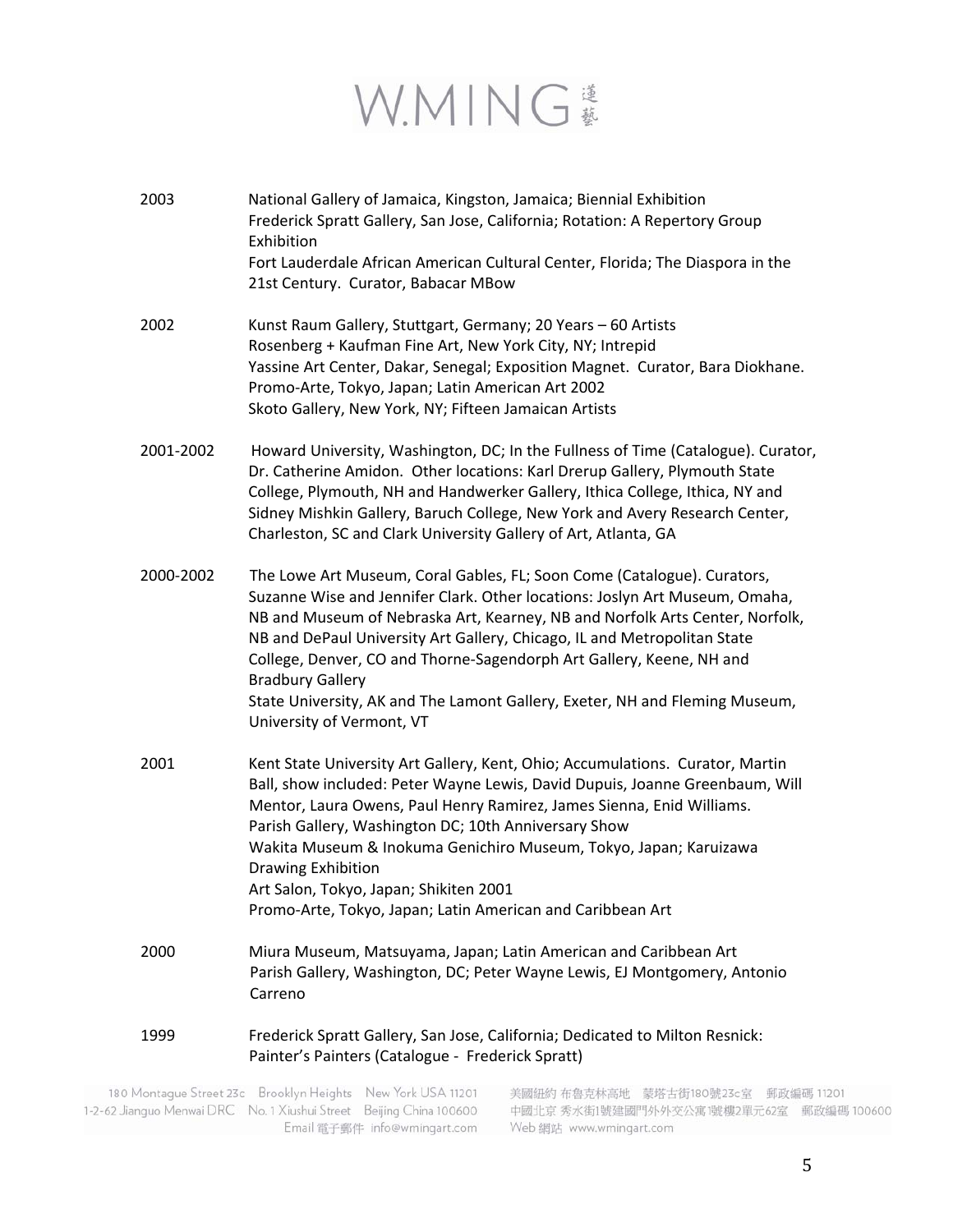2003 National Gallery of Jamaica, Kingston, Jamaica; Biennial Exhibition
Frederick Spratt Gallery, San Jose, California; Rotation: A Repertory Group Exhibition
Fort Lauderdale African American Cultural Center, Florida; The Diaspora in the 21st Century. Curator, Babacar MBow

2002 Kunst Raum Gallery, Stuttgart, Germany; 20 Years – 60 Artists
Rosenberg + Kaufman Fine Art, New York City, NY; Intrepid
Yassine Art Center, Dakar, Senegal; Exposition Magnet. Curator, Bara Diokhane.
Promo-Arte, Tokyo, Japan; Latin American Art 2002
Skoto Gallery, New York, NY; Fifteen Jamaican Artists

2001-2002 Howard University, Washington, DC; In the Fullness of Time (Catalogue). Curator, Dr. Catherine Amidon. Other locations: Karl Drerup Gallery, Plymouth State College, Plymouth, NH and Handwerker Gallery, Ithica College, Ithica, NY and Sidney Mishkin Gallery, Baruch College, New York and Avery Research Center, Charleston, SC and Clark University Gallery of Art, Atlanta, GA

2000-2002 The Lowe Art Museum, Coral Gables, FL; Soon Come (Catalogue). Curators, Suzanne Wise and Jennifer Clark. Other locations: Joslyn Art Museum, Omaha, NB and Museum of Nebraska Art, Kearney, NB and Norfolk Arts Center, Norfolk, NB and DePaul University Art Gallery, Chicago, IL and Metropolitan State College, Denver, CO and Thorne-Sagendorph Art Gallery, Keene, NH and Bradbury Gallery
State University, AK and The Lamont Gallery, Exeter, NH and Fleming Museum, University of Vermont, VT

2001 Kent State University Art Gallery, Kent, Ohio; Accumulations. Curator, Martin Ball, show included: Peter Wayne Lewis, David Dupuis, Joanne Greenbaum, Will Mentor, Laura Owens, Paul Henry Ramirez, James Sienna, Enid Williams.
Parish Gallery, Washington DC; 10th Anniversary Show
Wakita Museum & Inokuma Genichiro Museum, Tokyo, Japan; Karuizawa Drawing Exhibition
Art Salon, Tokyo, Japan; Shikiten 2001
Promo-Arte, Tokyo, Japan; Latin American and Caribbean Art

2000 Miura Museum, Matsuyama, Japan; Latin American and Caribbean Art
Parish Gallery, Washington, DC; Peter Wayne Lewis, EJ Montgomery, Antonio Carreno

1999 Frederick Spratt Gallery, San Jose, California; Dedicated to Milton Resnick: Painter's Painters (Catalogue - Frederick Spratt)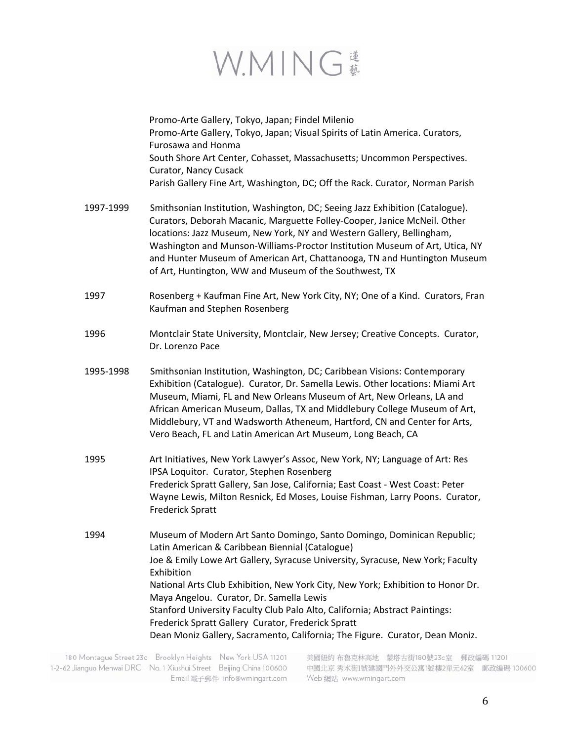Promo-Arte Gallery, Tokyo, Japan; Findel Milenio
Promo-Arte Gallery, Tokyo, Japan; Visual Spirits of Latin America. Curators, Furosawa and Honma
South Shore Art Center, Cohasset, Massachusetts; Uncommon Perspectives. Curator, Nancy Cusack
Parish Gallery Fine Art, Washington, DC; Off the Rack. Curator, Norman Parish

1997-1999 Smithsonian Institution, Washington, DC; Seeing Jazz Exhibition (Catalogue). Curators, Deborah Macanic, Marguette Folley-Cooper, Janice McNeil. Other locations: Jazz Museum, New York, NY and Western Gallery, Bellingham, Washington and Munson-Williams-Proctor Institution Museum of Art, Utica, NY and Hunter Museum of American Art, Chattanooga, TN and Huntington Museum of Art, Huntington, WW and Museum of the Southwest, TX

1997 Rosenberg + Kaufman Fine Art, New York City, NY; One of a Kind. Curators, Fran Kaufman and Stephen Rosenberg

1996 Montclair State University, Montclair, New Jersey; Creative Concepts. Curator, Dr. Lorenzo Pace

1995-1998 Smithsonian Institution, Washington, DC; Caribbean Visions: Contemporary Exhibition (Catalogue). Curator, Dr. Samella Lewis. Other locations: Miami Art Museum, Miami, FL and New Orleans Museum of Art, New Orleans, LA and African American Museum, Dallas, TX and Middlebury College Museum of Art, Middlebury, VT and Wadsworth Atheneum, Hartford, CN and Center for Arts, Vero Beach, FL and Latin American Art Museum, Long Beach, CA

1995 Art Initiatives, New York Lawyer's Assoc, New York, NY; Language of Art: Res IPSA Loquitor. Curator, Stephen Rosenberg
Frederick Spratt Gallery, San Jose, California; East Coast - West Coast: Peter Wayne Lewis, Milton Resnick, Ed Moses, Louise Fishman, Larry Poons. Curator, Frederick Spratt

1994 Museum of Modern Art Santo Domingo, Santo Domingo, Dominican Republic; Latin American & Caribbean Biennial (Catalogue)
Joe & Emily Lowe Art Gallery, Syracuse University, Syracuse, New York; Faculty Exhibition
National Arts Club Exhibition, New York City, New York; Exhibition to Honor Dr. Maya Angelou. Curator, Dr. Samella Lewis
Stanford University Faculty Club Palo Alto, California; Abstract Paintings: Frederick Spratt Gallery Curator, Frederick Spratt
Dean Moniz Gallery, Sacramento, California; The Figure. Curator, Dean Moniz.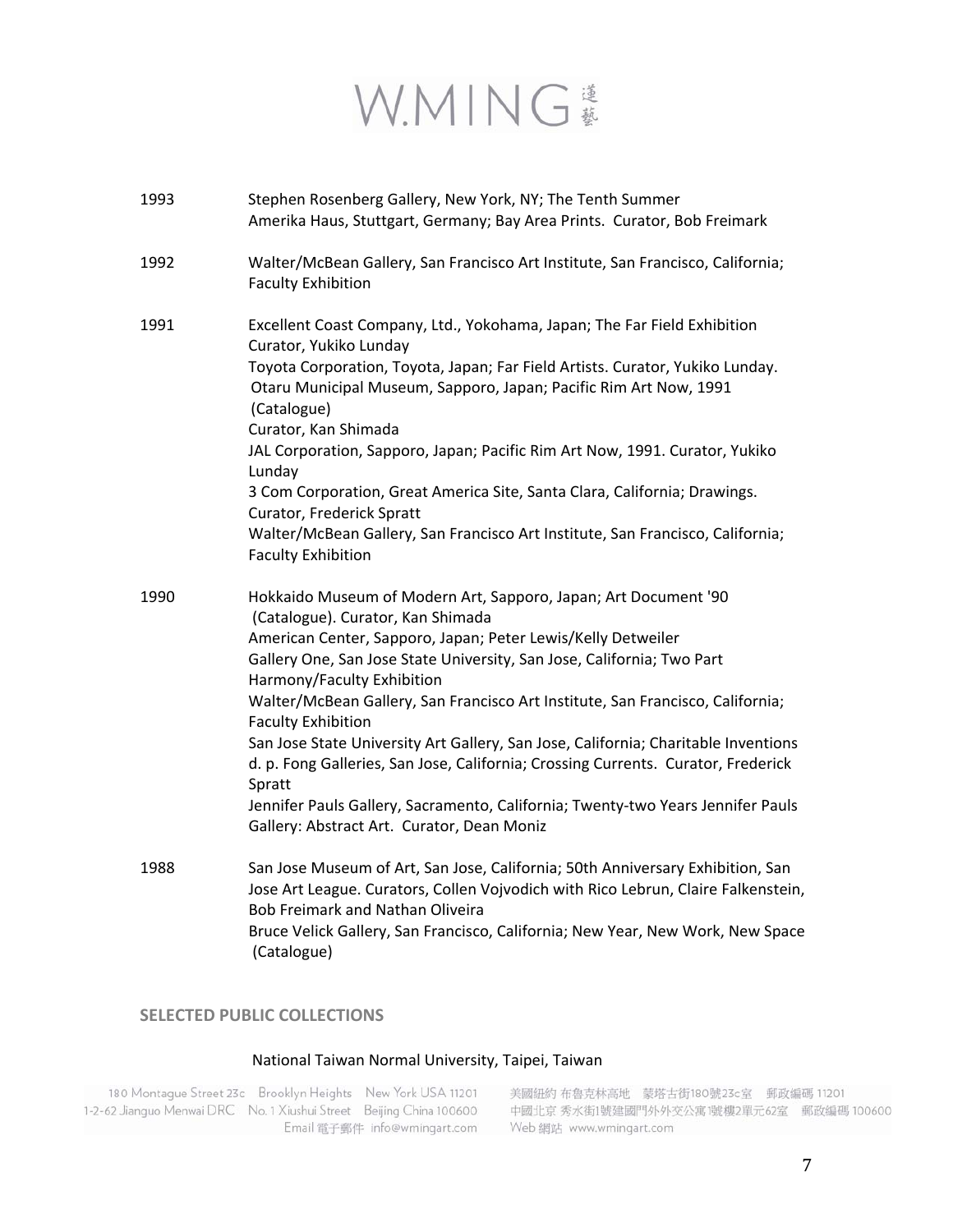1993 Stephen Rosenberg Gallery, New York, NY; The Tenth Summer
Amerika Haus, Stuttgart, Germany; Bay Area Prints. Curator, Bob Freimark

1992 Walter/McBean Gallery, San Francisco Art Institute, San Francisco, California; Faculty Exhibition

1991 Excellent Coast Company, Ltd., Yokohama, Japan; The Far Field Exhibition Curator, Yukiko Lunday
Toyota Corporation, Toyota, Japan; Far Field Artists. Curator, Yukiko Lunday.
Otaru Municipal Museum, Sapporo, Japan; Pacific Rim Art Now, 1991 (Catalogue)
Curator, Kan Shimada
JAL Corporation, Sapporo, Japan; Pacific Rim Art Now, 1991. Curator, Yukiko Lunday
3 Com Corporation, Great America Site, Santa Clara, California; Drawings. Curator, Frederick Spratt
Walter/McBean Gallery, San Francisco Art Institute, San Francisco, California; Faculty Exhibition

1990 Hokkaido Museum of Modern Art, Sapporo, Japan; Art Document '90 (Catalogue). Curator, Kan Shimada
American Center, Sapporo, Japan; Peter Lewis/Kelly Detweiler
Gallery One, San Jose State University, San Jose, California; Two Part Harmony/Faculty Exhibition
Walter/McBean Gallery, San Francisco Art Institute, San Francisco, California; Faculty Exhibition
San Jose State University Art Gallery, San Jose, California; Charitable Inventions
d. p. Fong Galleries, San Jose, California; Crossing Currents. Curator, Frederick Spratt
Jennifer Pauls Gallery, Sacramento, California; Twenty-two Years Jennifer Pauls Gallery: Abstract Art. Curator, Dean Moniz

1988 San Jose Museum of Art, San Jose, California; 50th Anniversary Exhibition, San Jose Art League. Curators, Collen Vojvodich with Rico Lebrun, Claire Falkenstein, Bob Freimark and Nathan Oliveira
Bruce Velick Gallery, San Francisco, California; New Year, New Work, New Space (Catalogue)

**SELECTED PUBLIC COLLECTIONS**

National Taiwan Normal University, Taipei, Taiwan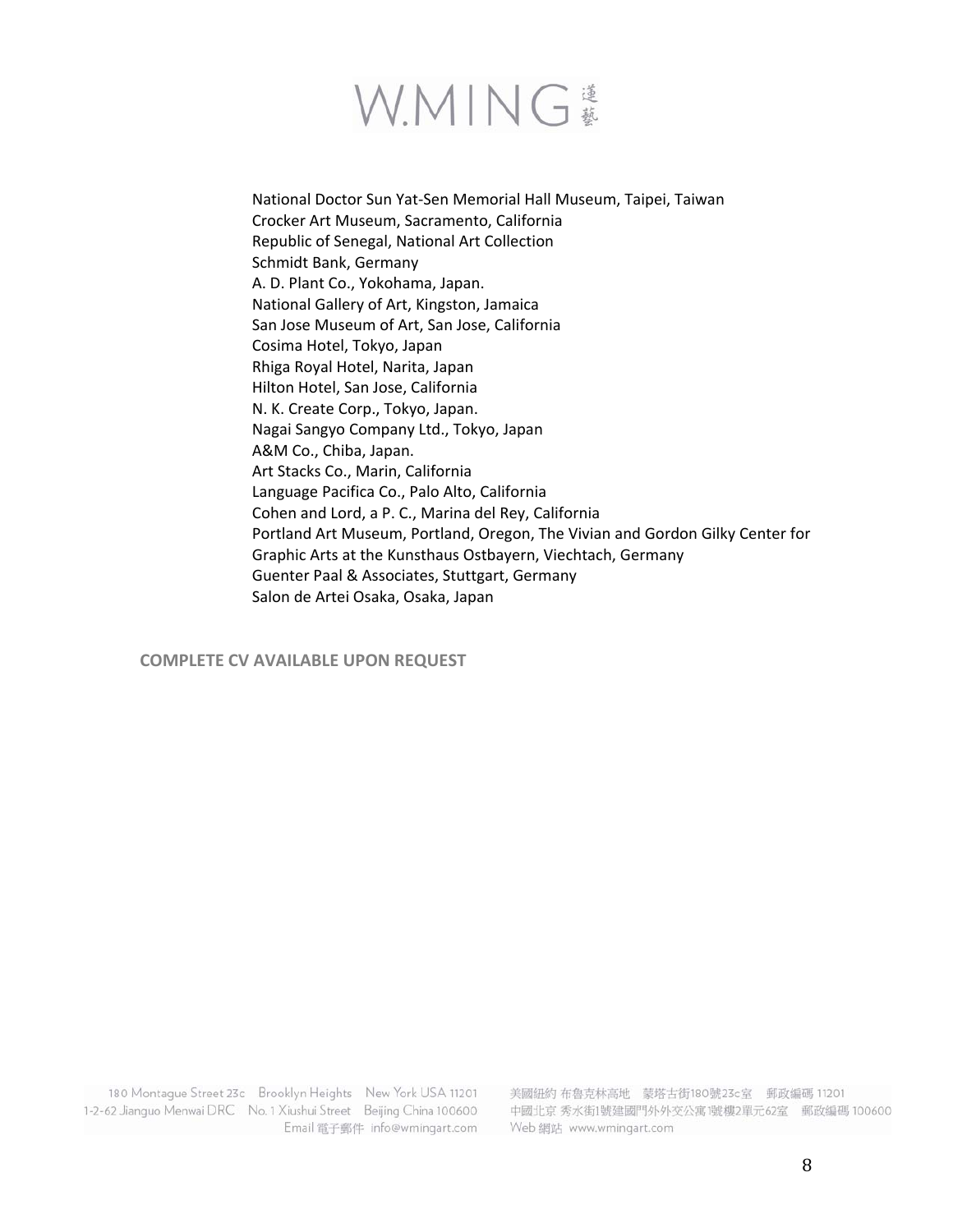National Doctor Sun Yat-Sen Memorial Hall Museum, Taipei, Taiwan
Crocker Art Museum, Sacramento, California
Republic of Senegal, National Art Collection
Schmidt Bank, Germany
A. D. Plant Co., Yokohama, Japan.
National Gallery of Art, Kingston, Jamaica
San Jose Museum of Art, San Jose, California
Cosima Hotel, Tokyo, Japan
Rhiga Royal Hotel, Narita, Japan
Hilton Hotel, San Jose, California
N. K. Create Corp., Tokyo, Japan.
Nagai Sangyo Company Ltd., Tokyo, Japan
A&M Co., Chiba, Japan.
Art Stacks Co., Marin, California
Language Pacifica Co., Palo Alto, California
Cohen and Lord, a P. C., Marina del Rey, California
Portland Art Museum, Portland, Oregon, The Vivian and Gordon Gilky Center for Graphic Arts at the Kunsthaus Ostbayern, Viechtach, Germany
Guenter Paal & Associates, Stuttgart, Germany
Salon de Artei Osaka, Osaka, Japan

**COMPLETE CV AVAILABLE UPON REQUEST**